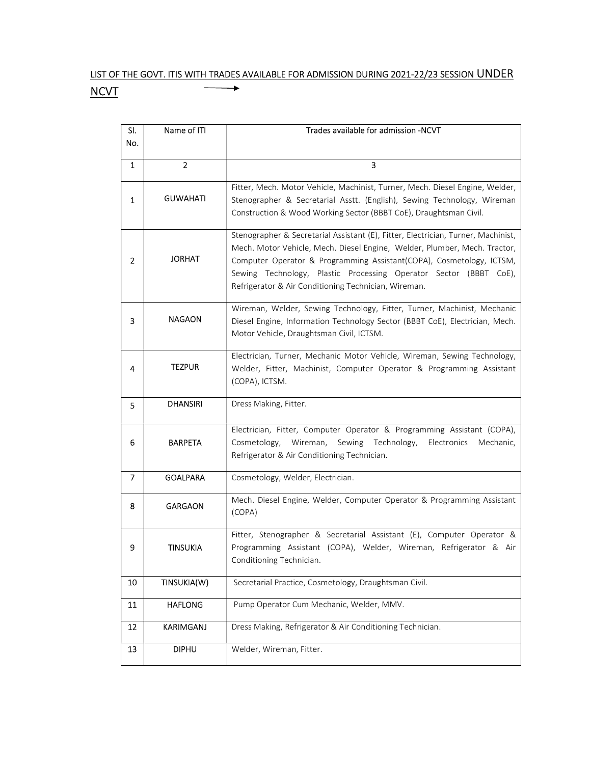LIST OF THE GOVT. ITIS WITH TRADES AVAILABLE FOR ADMISSION DURING 2021-22/23 SESSION UNDER NCVT

| Sl. No. | Name of ITI | Trades available for admission -NCVT |
|---|---|---|
| 1 | 2 | 3 |
| 1 | GUWAHATI | Fitter, Mech. Motor Vehicle, Machinist, Turner, Mech. Diesel Engine, Welder, Stenographer & Secretarial Asstt. (English), Sewing Technology, Wireman Construction & Wood Working Sector (BBBT CoE), Draughtsman Civil. |
| 2 | JORHAT | Stenographer & Secretarial Assistant (E), Fitter, Electrician, Turner, Machinist, Mech. Motor Vehicle, Mech. Diesel Engine, Welder, Plumber, Mech. Tractor, Computer Operator & Programming Assistant(COPA), Cosmetology, ICTSM, Sewing Technology, Plastic Processing Operator Sector (BBBT CoE), Refrigerator & Air Conditioning Technician, Wireman. |
| 3 | NAGAON | Wireman, Welder, Sewing Technology, Fitter, Turner, Machinist, Mechanic Diesel Engine, Information Technology Sector (BBBT CoE), Electrician, Mech. Motor Vehicle, Draughtsman Civil, ICTSM. |
| 4 | TEZPUR | Electrician, Turner, Mechanic Motor Vehicle, Wireman, Sewing Technology, Welder, Fitter, Machinist, Computer Operator & Programming Assistant (COPA), ICTSM. |
| 5 | DHANSIRI | Dress Making, Fitter. |
| 6 | BARPETA | Electrician, Fitter, Computer Operator & Programming Assistant (COPA), Cosmetology, Wireman, Sewing Technology, Electronics Mechanic, Refrigerator & Air Conditioning Technician. |
| 7 | GOALPARA | Cosmetology, Welder, Electrician. |
| 8 | GARGAON | Mech. Diesel Engine, Welder, Computer Operator & Programming Assistant (COPA) |
| 9 | TINSUKIA | Fitter, Stenographer & Secretarial Assistant (E), Computer Operator & Programming Assistant (COPA), Welder, Wireman, Refrigerator & Air Conditioning Technician. |
| 10 | TINSUKIA(W) | Secretarial Practice, Cosmetology, Draughtsman Civil. |
| 11 | HAFLONG | Pump Operator Cum Mechanic, Welder, MMV. |
| 12 | KARIMGANJ | Dress Making, Refrigerator & Air Conditioning Technician. |
| 13 | DIPHU | Welder, Wireman, Fitter. |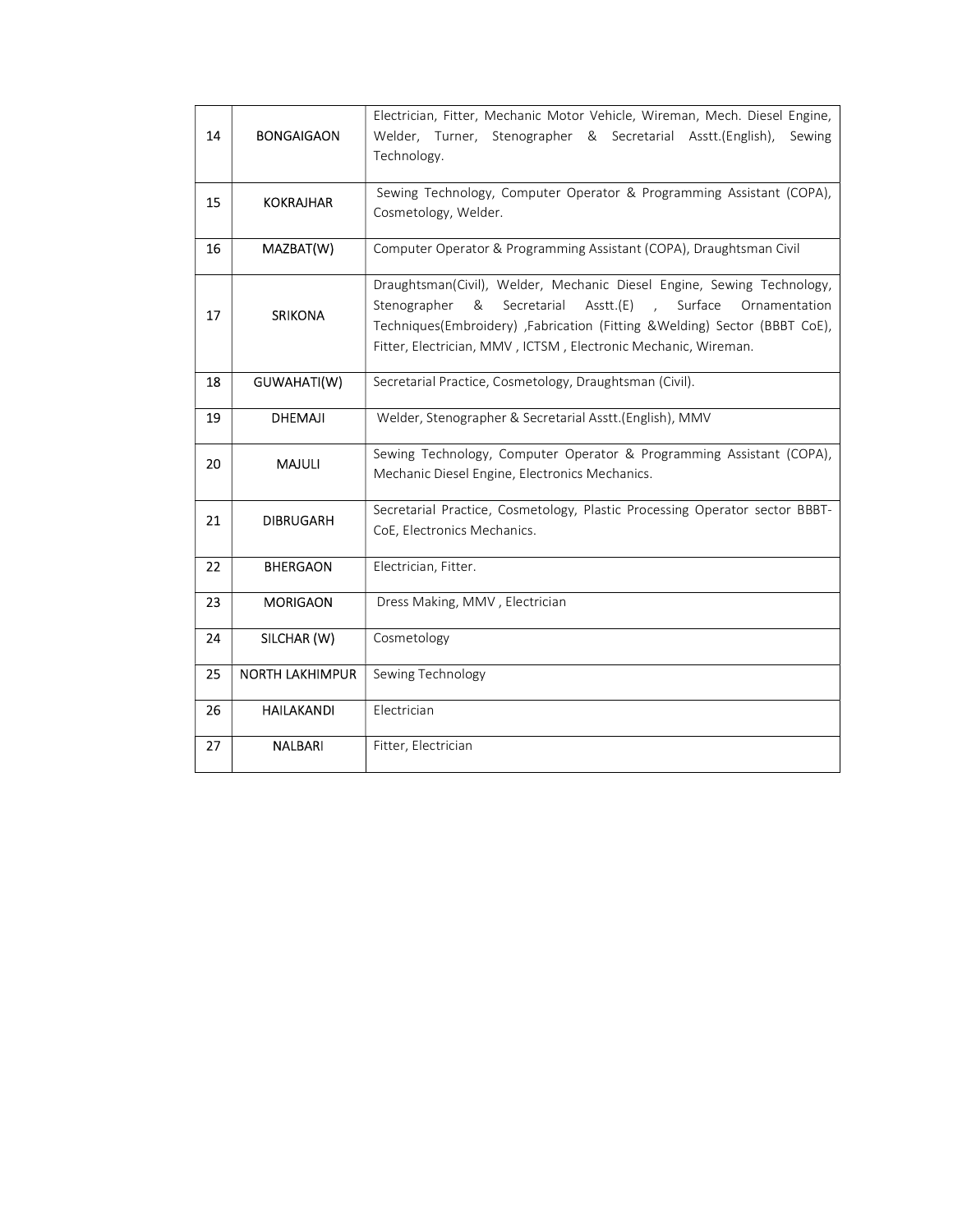| 14 | BONGAIGAON | Electrician, Fitter, Mechanic Motor Vehicle, Wireman, Mech. Diesel Engine, Welder, Turner, Stenographer & Secretarial Asstt.(English), Sewing Technology. |
|---|---|---|
| 15 | KOKRAJHAR | Sewing Technology, Computer Operator & Programming Assistant (COPA), Cosmetology, Welder. |
| 16 | MAZBAT(W) | Computer Operator & Programming Assistant (COPA), Draughtsman Civil |
| 17 | SRIKONA | Draughtsman(Civil), Welder, Mechanic Diesel Engine, Sewing Technology, Stenographer & Secretarial Asstt.(E) , Surface Ornamentation Techniques(Embroidery) ,Fabrication (Fitting &Welding) Sector (BBBT CoE), Fitter, Electrician, MMV , ICTSM , Electronic Mechanic, Wireman. |
| 18 | GUWAHATI(W) | Secretarial Practice, Cosmetology, Draughtsman (Civil). |
| 19 | DHEMAJI | Welder, Stenographer & Secretarial Asstt.(English), MMV |
| 20 | MAJULI | Sewing Technology, Computer Operator & Programming Assistant (COPA), Mechanic Diesel Engine, Electronics Mechanics. |
| 21 | DIBRUGARH | Secretarial Practice, Cosmetology, Plastic Processing Operator sector BBBT-CoE, Electronics Mechanics. |
| 22 | BHERGAON | Electrician, Fitter. |
| 23 | MORIGAON | Dress Making, MMV , Electrician |
| 24 | SILCHAR (W) | Cosmetology |
| 25 | NORTH LAKHIMPUR | Sewing Technology |
| 26 | HAILAKANDI | Electrician |
| 27 | NALBARI | Fitter, Electrician |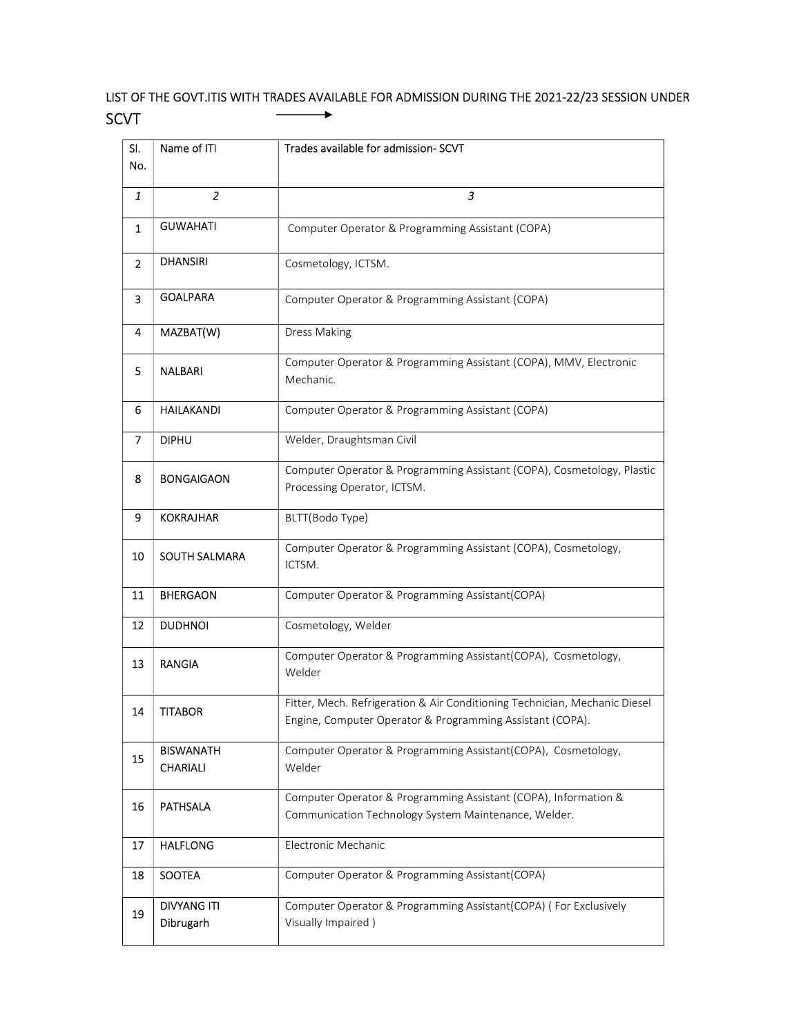LIST OF THE GOVT.ITIS WITH TRADES AVAILABLE FOR ADMISSION DURING THE 2021-22/23 SESSION UNDER SCVT →

| Sl. No. | Name of ITI | Trades available for admission- SCVT |
|---|---|---|
| *1* | *2* | *3* |
| 1 | GUWAHATI | Computer Operator & Programming Assistant (COPA) |
| 2 | DHANSIRI | Cosmetology, ICTSM. |
| 3 | GOALPARA | Computer Operator & Programming Assistant (COPA) |
| 4 | MAZBAT(W) | Dress Making |
| 5 | NALBARI | Computer Operator & Programming Assistant (COPA), MMV, Electronic Mechanic. |
| 6 | HAILAKANDI | Computer Operator & Programming Assistant (COPA) |
| 7 | DIPHU | Welder, Draughtsman Civil |
| 8 | BONGAIGAON | Computer Operator & Programming Assistant (COPA), Cosmetology, Plastic Processing Operator, ICTSM. |
| 9 | KOKRAJHAR | BLTT(Bodo Type) |
| 10 | SOUTH SALMARA | Computer Operator & Programming Assistant (COPA), Cosmetology, ICTSM. |
| 11 | BHERGAON | Computer Operator & Programming Assistant(COPA) |
| 12 | DUDHNOI | Cosmetology, Welder |
| 13 | RANGIA | Computer Operator & Programming Assistant(COPA), Cosmetology, Welder |
| 14 | TITABOR | Fitter, Mech. Refrigeration & Air Conditioning Technician, Mechanic Diesel Engine, Computer Operator & Programming Assistant (COPA). |
| 15 | BISWANATH CHARIALI | Computer Operator & Programming Assistant(COPA), Cosmetology, Welder |
| 16 | PATHSALA | Computer Operator & Programming Assistant (COPA), Information & Communication Technology System Maintenance, Welder. |
| 17 | HALFLONG | Electronic Mechanic |
| 18 | SOOTEA | Computer Operator & Programming Assistant(COPA) |
| 19 | DIVYANG ITI Dibrugarh | Computer Operator & Programming Assistant(COPA) ( For Exclusively Visually Impaired ) |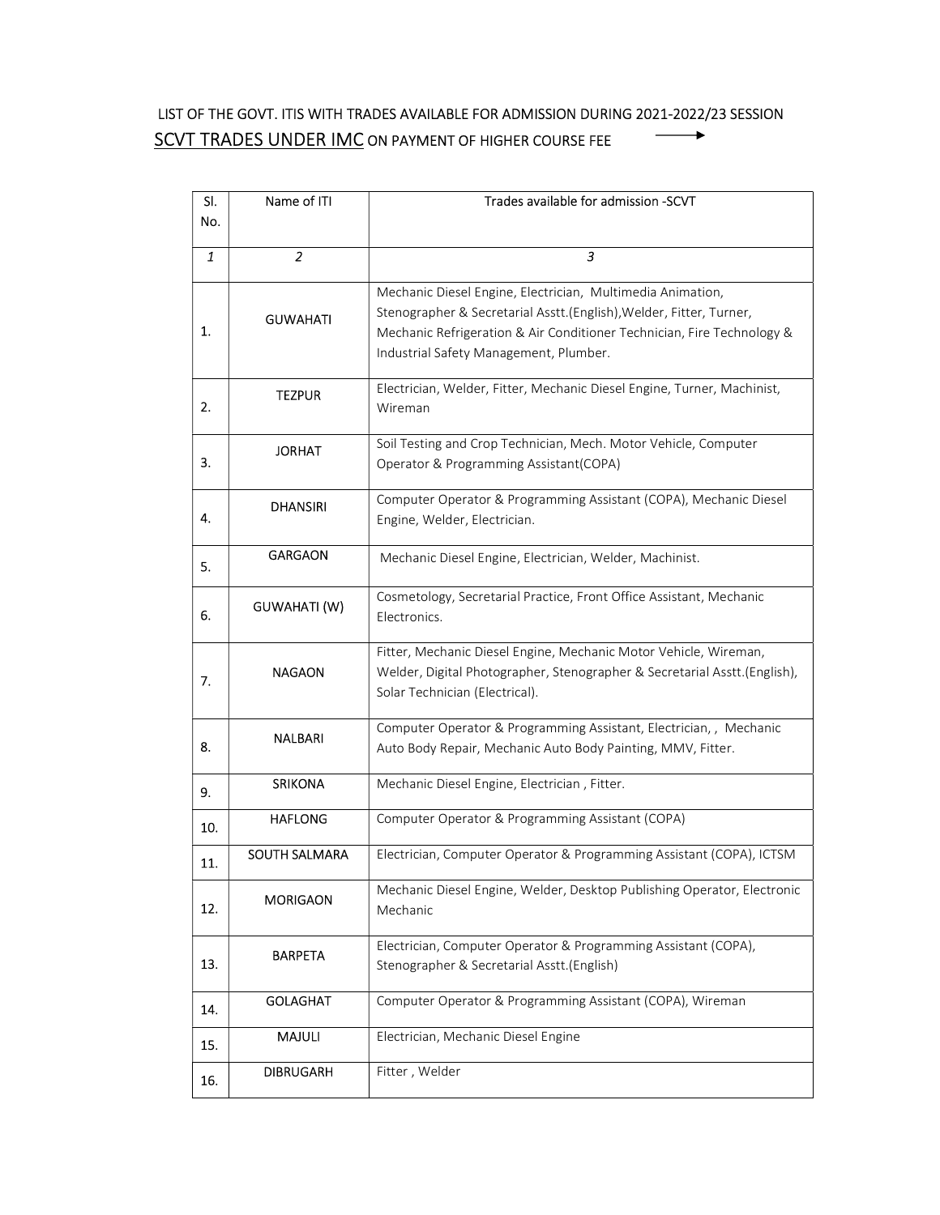LIST OF THE GOVT. ITIS WITH TRADES AVAILABLE FOR ADMISSION DURING 2021-2022/23 SESSION

SCVT TRADES UNDER IMC ON PAYMENT OF HIGHER COURSE FEE →

| Sl. No. | Name of ITI | Trades available for admission -SCVT |
|---|---|---|
| *1* | *2* | *3* |
| 1. | GUWAHATI | Mechanic Diesel Engine, Electrician, Multimedia Animation, Stenographer & Secretarial Asstt.(English),Welder, Fitter, Turner, Mechanic Refrigeration & Air Conditioner Technician, Fire Technology & Industrial Safety Management, Plumber. |
| 2. | TEZPUR | Electrician, Welder, Fitter, Mechanic Diesel Engine, Turner, Machinist, Wireman |
| 3. | JORHAT | Soil Testing and Crop Technician, Mech. Motor Vehicle, Computer Operator & Programming Assistant(COPA) |
| 4. | DHANSIRI | Computer Operator & Programming Assistant (COPA), Mechanic Diesel Engine, Welder, Electrician. |
| 5. | GARGAON | Mechanic Diesel Engine, Electrician, Welder, Machinist. |
| 6. | GUWAHATI (W) | Cosmetology, Secretarial Practice, Front Office Assistant, Mechanic Electronics. |
| 7. | NAGAON | Fitter, Mechanic Diesel Engine, Mechanic Motor Vehicle, Wireman, Welder, Digital Photographer, Stenographer & Secretarial Asstt.(English), Solar Technician (Electrical). |
| 8. | NALBARI | Computer Operator & Programming Assistant, Electrician, , Mechanic Auto Body Repair, Mechanic Auto Body Painting, MMV, Fitter. |
| 9. | SRIKONA | Mechanic Diesel Engine, Electrician , Fitter. |
| 10. | HAFLONG | Computer Operator & Programming Assistant (COPA) |
| 11. | SOUTH SALMARA | Electrician, Computer Operator & Programming Assistant (COPA), ICTSM |
| 12. | MORIGAON | Mechanic Diesel Engine, Welder, Desktop Publishing Operator, Electronic Mechanic |
| 13. | BARPETA | Electrician, Computer Operator & Programming Assistant (COPA), Stenographer & Secretarial Asstt.(English) |
| 14. | GOLAGHAT | Computer Operator & Programming Assistant (COPA), Wireman |
| 15. | MAJULI | Electrician, Mechanic Diesel Engine |
| 16. | DIBRUGARH | Fitter , Welder |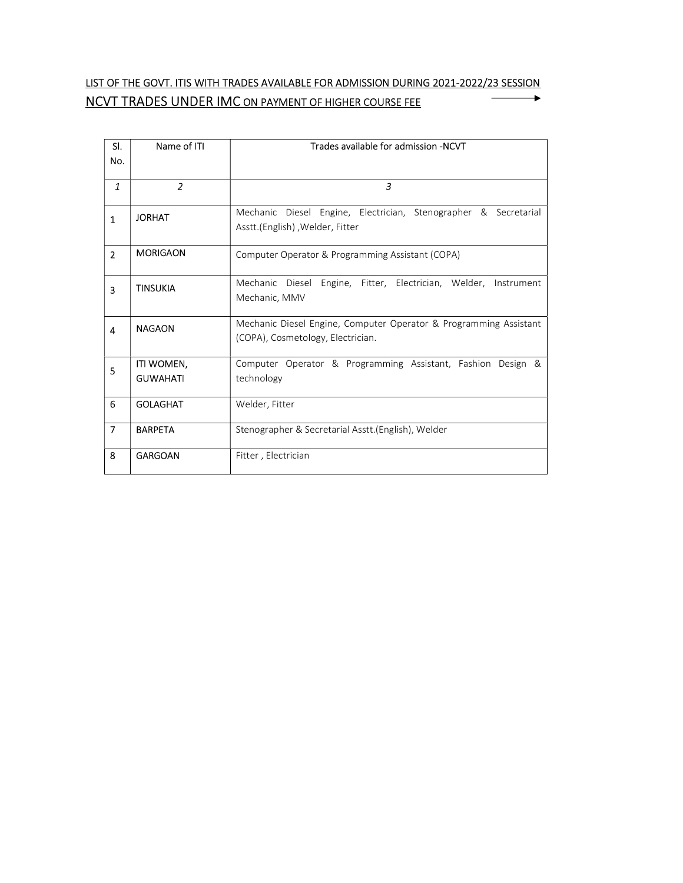LIST OF THE GOVT. ITIS WITH TRADES AVAILABLE FOR ADMISSION DURING 2021-2022/23 SESSION

NCVT TRADES UNDER IMC ON PAYMENT OF HIGHER COURSE FEE →

| Sl. No. | Name of ITI | Trades available for admission -NCVT |
|---|---|---|
| *1* | *2* | *3* |
| 1 | JORHAT | Mechanic Diesel Engine, Electrician, Stenographer & Secretarial Asstt.(English) ,Welder, Fitter |
| 2 | MORIGAON | Computer Operator & Programming Assistant (COPA) |
| 3 | TINSUKIA | Mechanic Diesel Engine, Fitter, Electrician, Welder, Instrument Mechanic, MMV |
| 4 | NAGAON | Mechanic Diesel Engine, Computer Operator & Programming Assistant (COPA), Cosmetology, Electrician. |
| 5 | ITI WOMEN, GUWAHATI | Computer Operator & Programming Assistant, Fashion Design & technology |
| 6 | GOLAGHAT | Welder, Fitter |
| 7 | BARPETA | Stenographer & Secretarial Asstt.(English), Welder |
| 8 | GARGOAN | Fitter , Electrician |